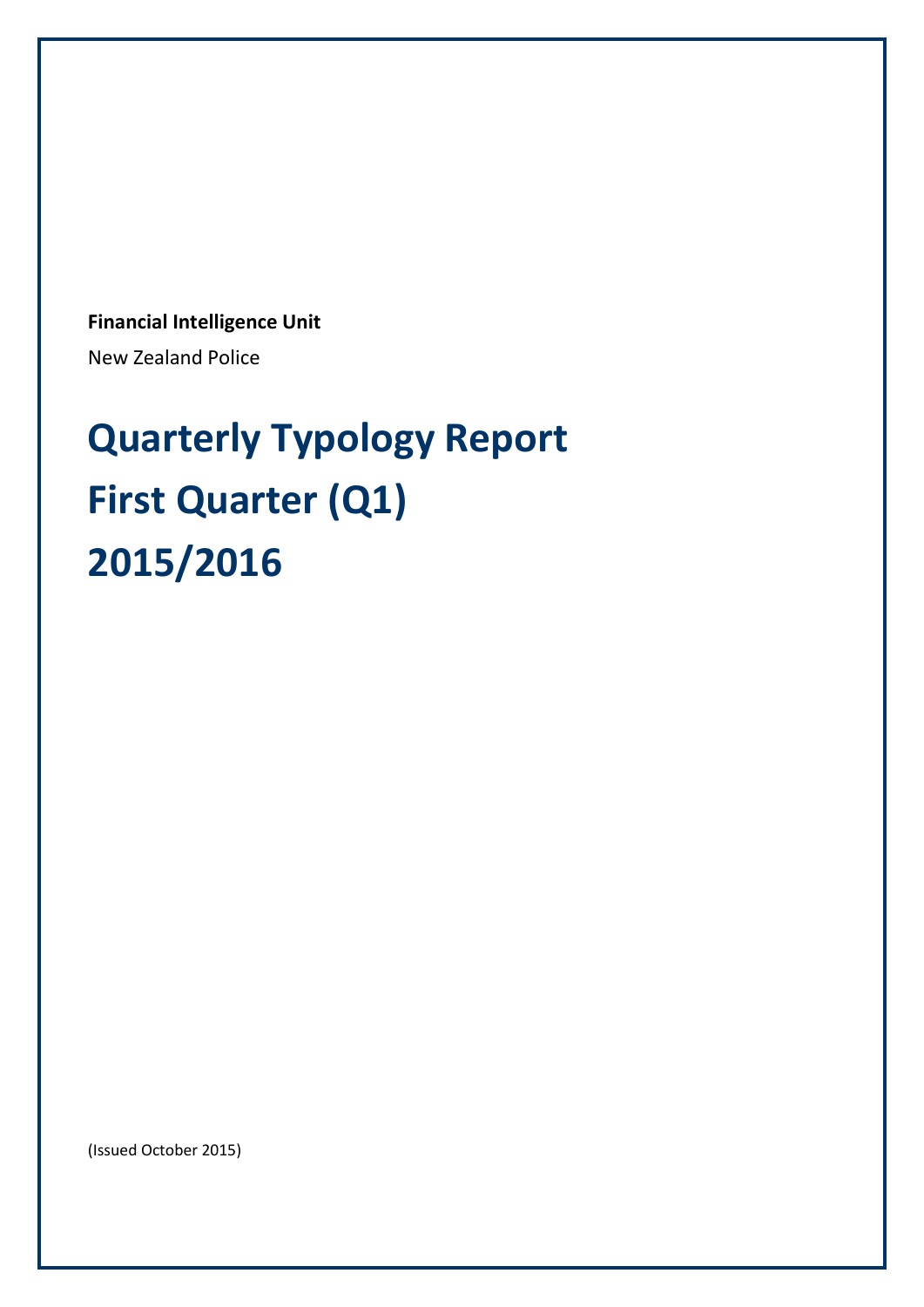**Financial Intelligence Unit**

New Zealand Police

# Quarterly Typology Report
# First Quarter (Q1)
# 2015/2016

(Issued October 2015)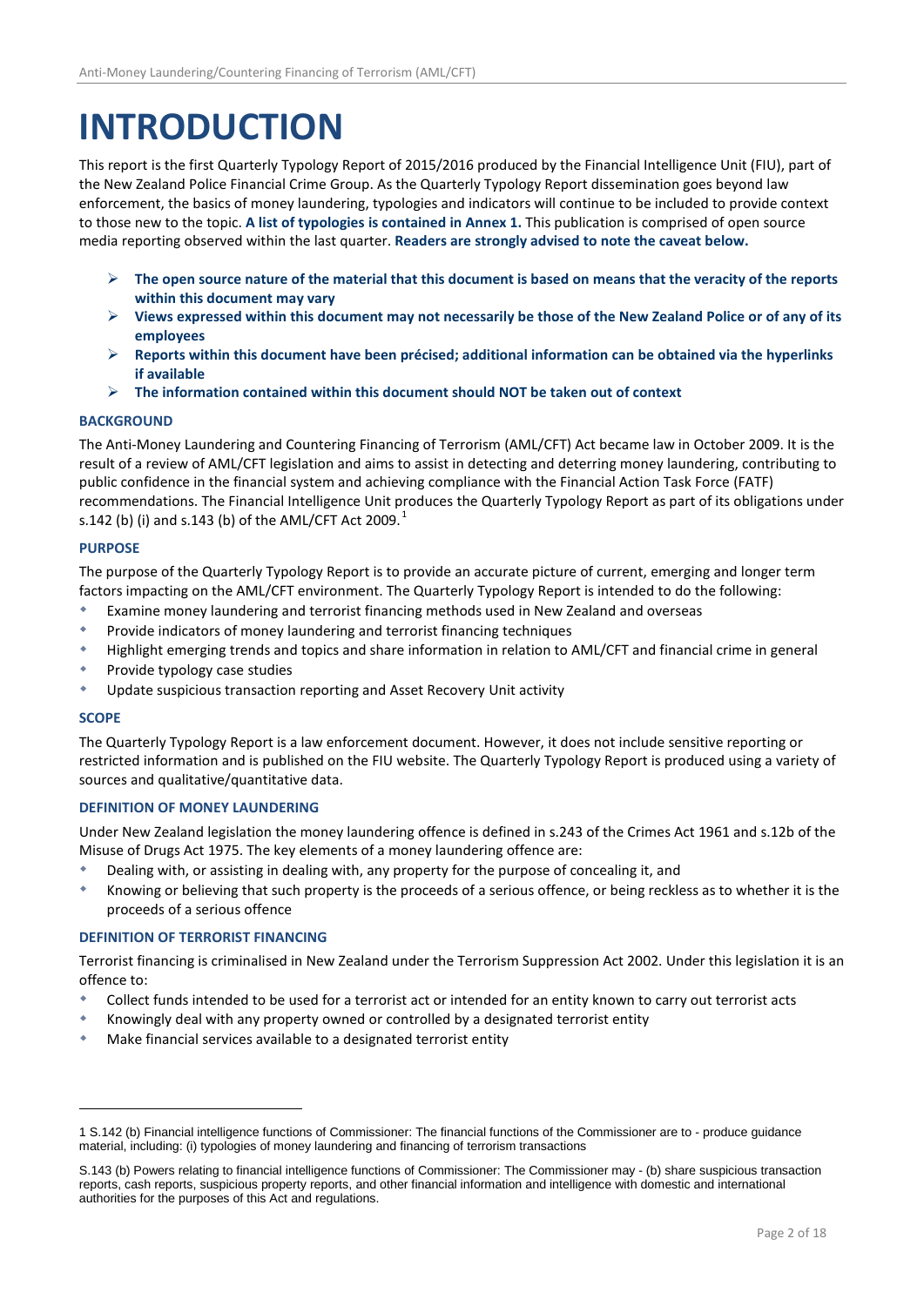# INTRODUCTION

This report is the first Quarterly Typology Report of 2015/2016 produced by the Financial Intelligence Unit (FIU), part of the New Zealand Police Financial Crime Group. As the Quarterly Typology Report dissemination goes beyond law enforcement, the basics of money laundering, typologies and indicators will continue to be included to provide context to those new to the topic. **A list of typologies is contained in Annex 1.** This publication is comprised of open source media reporting observed within the last quarter. **Readers are strongly advised to note the caveat below.**

- **The open source nature of the material that this document is based on means that the veracity of the reports within this document may vary**
- **Views expressed within this document may not necessarily be those of the New Zealand Police or of any of its employees**
- **Reports within this document have been précised; additional information can be obtained via the hyperlinks if available**
- **The information contained within this document should NOT be taken out of context**

### BACKGROUND

The Anti-Money Laundering and Countering Financing of Terrorism (AML/CFT) Act became law in October 2009. It is the result of a review of AML/CFT legislation and aims to assist in detecting and deterring money laundering, contributing to public confidence in the financial system and achieving compliance with the Financial Action Task Force (FATF) recommendations. The Financial Intelligence Unit produces the Quarterly Typology Report as part of its obligations under s.142 (b) (i) and s.143 (b) of the AML/CFT Act 2009.[1]

### PURPOSE

The purpose of the Quarterly Typology Report is to provide an accurate picture of current, emerging and longer term factors impacting on the AML/CFT environment. The Quarterly Typology Report is intended to do the following:

- Examine money laundering and terrorist financing methods used in New Zealand and overseas
- Provide indicators of money laundering and terrorist financing techniques
- Highlight emerging trends and topics and share information in relation to AML/CFT and financial crime in general
- Provide typology case studies
- Update suspicious transaction reporting and Asset Recovery Unit activity

### SCOPE

The Quarterly Typology Report is a law enforcement document. However, it does not include sensitive reporting or restricted information and is published on the FIU website. The Quarterly Typology Report is produced using a variety of sources and qualitative/quantitative data.

### DEFINITION OF MONEY LAUNDERING

Under New Zealand legislation the money laundering offence is defined in s.243 of the Crimes Act 1961 and s.12b of the Misuse of Drugs Act 1975. The key elements of a money laundering offence are:

- Dealing with, or assisting in dealing with, any property for the purpose of concealing it, and
- Knowing or believing that such property is the proceeds of a serious offence, or being reckless as to whether it is the proceeds of a serious offence

### DEFINITION OF TERRORIST FINANCING

Terrorist financing is criminalised in New Zealand under the Terrorism Suppression Act 2002. Under this legislation it is an offence to:

- Collect funds intended to be used for a terrorist act or intended for an entity known to carry out terrorist acts
- Knowingly deal with any property owned or controlled by a designated terrorist entity
- Make financial services available to a designated terrorist entity

---

[1] S.142 (b) Financial intelligence functions of Commissioner: The financial functions of the Commissioner are to - produce guidance material, including: (i) typologies of money laundering and financing of terrorism transactions

S.143 (b) Powers relating to financial intelligence functions of Commissioner: The Commissioner may - (b) share suspicious transaction reports, cash reports, suspicious property reports, and other financial information and intelligence with domestic and international authorities for the purposes of this Act and regulations.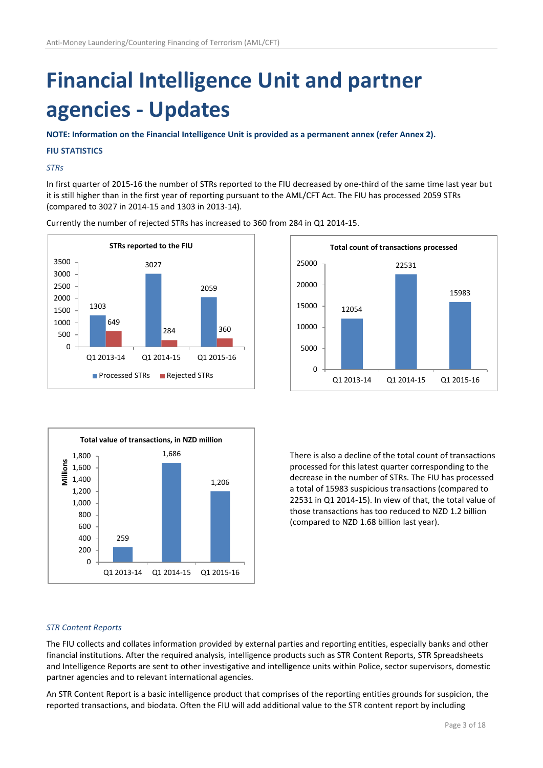# Financial Intelligence Unit and partner agencies - Updates

**NOTE: Information on the Financial Intelligence Unit is provided as a permanent annex (refer Annex 2).**

**FIU STATISTICS**

*STRs*

In first quarter of 2015-16 the number of STRs reported to the FIU decreased by one-third of the same time last year but it is still higher than in the first year of reporting pursuant to the AML/CFT Act. The FIU has processed 2059 STRs (compared to 3027 in 2014-15 and 1303 in 2013-14).

Currently the number of rejected STRs has increased to 360 from 284 in Q1 2014-15.

**STRs reported to the FIU**

| | Processed STRs | Rejected STRs |
|---|---|---|
| Q1 2013-14 | 1303 | 649 |
| Q1 2014-15 | 3027 | 284 |
| Q1 2015-16 | 2059 | 360 |

**Total count of transactions processed**

| | Total count |
|---|---|
| Q1 2013-14 | 12054 |
| Q1 2014-15 | 22531 |
| Q1 2015-16 | 15983 |

**Total value of transactions, in NZD million**

| | Millions |
|---|---|
| Q1 2013-14 | 259 |
| Q1 2014-15 | 1,686 |
| Q1 2015-16 | 1,206 |

There is also a decline of the total count of transactions processed for this latest quarter corresponding to the decrease in the number of STRs. The FIU has processed a total of 15983 suspicious transactions (compared to 22531 in Q1 2014-15). In view of that, the total value of those transactions has too reduced to NZD 1.2 billion (compared to NZD 1.68 billion last year).

*STR Content Reports*

The FIU collects and collates information provided by external parties and reporting entities, especially banks and other financial institutions. After the required analysis, intelligence products such as STR Content Reports, STR Spreadsheets and Intelligence Reports are sent to other investigative and intelligence units within Police, sector supervisors, domestic partner agencies and to relevant international agencies.

An STR Content Report is a basic intelligence product that comprises of the reporting entities grounds for suspicion, the reported transactions, and biodata. Often the FIU will add additional value to the STR content report by including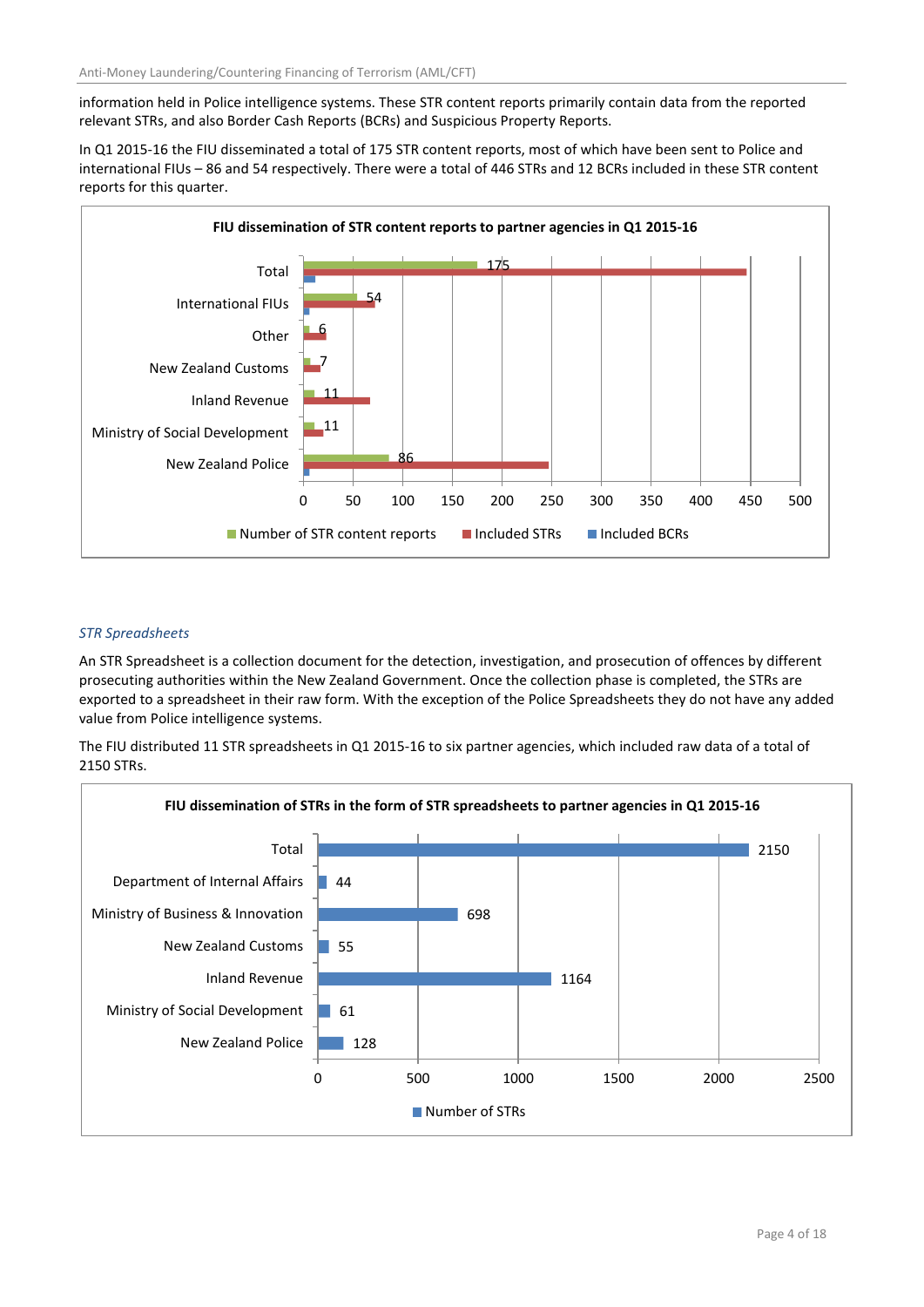information held in Police intelligence systems. These STR content reports primarily contain data from the reported relevant STRs, and also Border Cash Reports (BCRs) and Suspicious Property Reports.

In Q1 2015-16 the FIU disseminated a total of 175 STR content reports, most of which have been sent to Police and international FIUs – 86 and 54 respectively. There were a total of 446 STRs and 12 BCRs included in these STR content reports for this quarter.

**FIU dissemination of STR content reports to partner agencies in Q1 2015-16**

| | Number of STR content reports |
|---|---|
| Total | 175 |
| International FIUs | 54 |
| Other | 6 |
| New Zealand Customs | 7 |
| Inland Revenue | 11 |
| Ministry of Social Development | 11 |
| New Zealand Police | 86 |

### *STR Spreadsheets*

An STR Spreadsheet is a collection document for the detection, investigation, and prosecution of offences by different prosecuting authorities within the New Zealand Government. Once the collection phase is completed, the STRs are exported to a spreadsheet in their raw form. With the exception of the Police Spreadsheets they do not have any added value from Police intelligence systems.

The FIU distributed 11 STR spreadsheets in Q1 2015-16 to six partner agencies, which included raw data of a total of 2150 STRs.

**FIU dissemination of STRs in the form of STR spreadsheets to partner agencies in Q1 2015-16**

| | Number of STRs |
|---|---|
| Total | 2150 |
| Department of Internal Affairs | 44 |
| Ministry of Business & Innovation | 698 |
| New Zealand Customs | 55 |
| Inland Revenue | 1164 |
| Ministry of Social Development | 61 |
| New Zealand Police | 128 |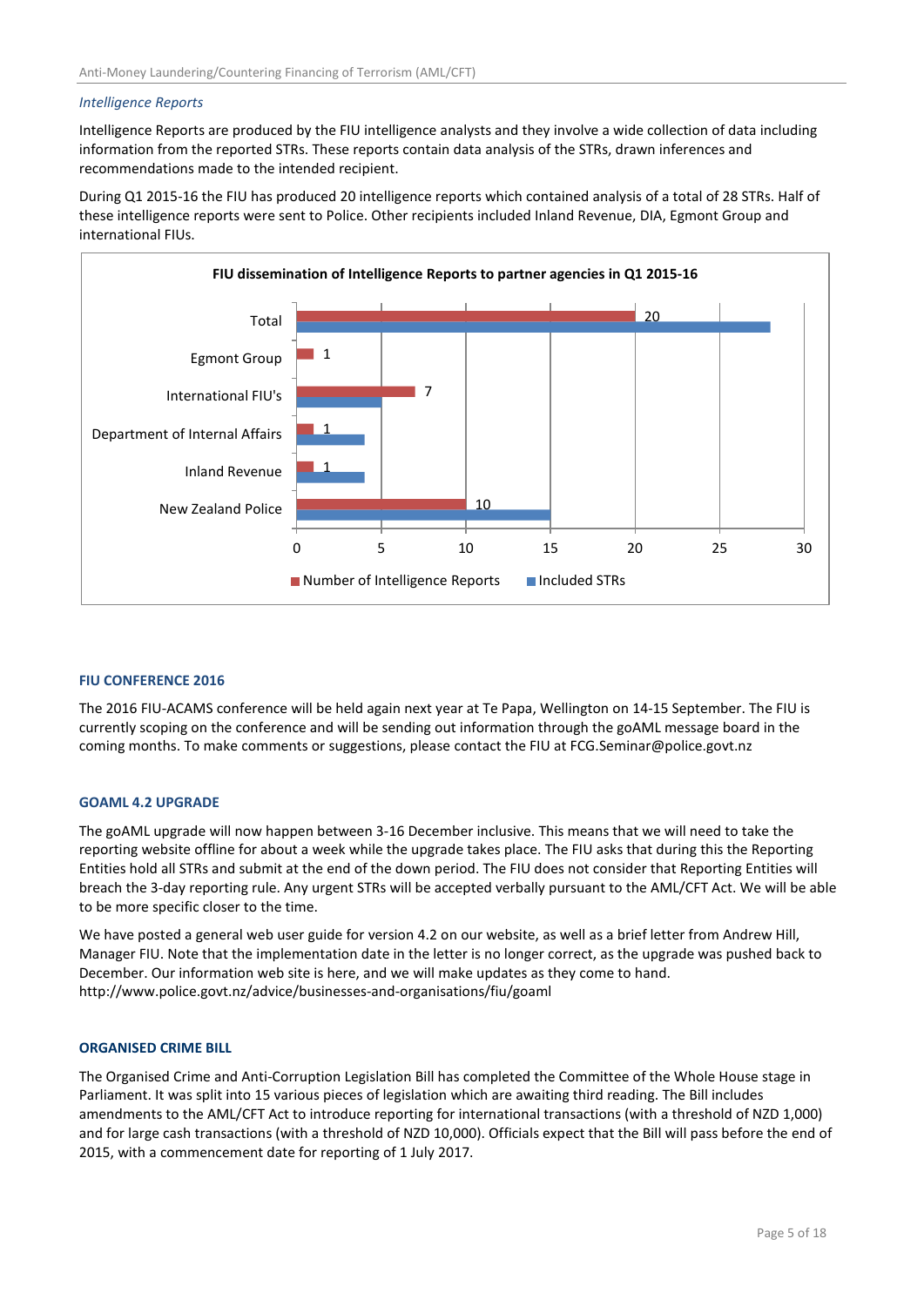### *Intelligence Reports*

Intelligence Reports are produced by the FIU intelligence analysts and they involve a wide collection of data including information from the reported STRs. These reports contain data analysis of the STRs, drawn inferences and recommendations made to the intended recipient.

During Q1 2015-16 the FIU has produced 20 intelligence reports which contained analysis of a total of 28 STRs. Half of these intelligence reports were sent to Police. Other recipients included Inland Revenue, DIA, Egmont Group and international FIUs.

**FIU dissemination of Intelligence Reports to partner agencies in Q1 2015-16**

| Recipient | Number of Intelligence Reports |
| --- | --- |
| Total | 20 |
| Egmont Group | 1 |
| International FIU's | 7 |
| Department of Internal Affairs | 1 |
| Inland Revenue | 1 |
| New Zealand Police | 10 |

Legend: Number of Intelligence Reports; Included STRs

## FIU CONFERENCE 2016

The 2016 FIU-ACAMS conference will be held again next year at Te Papa, Wellington on 14-15 September. The FIU is currently scoping on the conference and will be sending out information through the goAML message board in the coming months. To make comments or suggestions, please contact the FIU at FCG.Seminar@police.govt.nz

## GOAML 4.2 UPGRADE

The goAML upgrade will now happen between 3-16 December inclusive. This means that we will need to take the reporting website offline for about a week while the upgrade takes place. The FIU asks that during this the Reporting Entities hold all STRs and submit at the end of the down period. The FIU does not consider that Reporting Entities will breach the 3-day reporting rule. Any urgent STRs will be accepted verbally pursuant to the AML/CFT Act. We will be able to be more specific closer to the time.

We have posted a general web user guide for version 4.2 on our website, as well as a brief letter from Andrew Hill, Manager FIU. Note that the implementation date in the letter is no longer correct, as the upgrade was pushed back to December. Our information web site is here, and we will make updates as they come to hand.
http://www.police.govt.nz/advice/businesses-and-organisations/fiu/goaml

## ORGANISED CRIME BILL

The Organised Crime and Anti-Corruption Legislation Bill has completed the Committee of the Whole House stage in Parliament. It was split into 15 various pieces of legislation which are awaiting third reading. The Bill includes amendments to the AML/CFT Act to introduce reporting for international transactions (with a threshold of NZD 1,000) and for large cash transactions (with a threshold of NZD 10,000). Officials expect that the Bill will pass before the end of 2015, with a commencement date for reporting of 1 July 2017.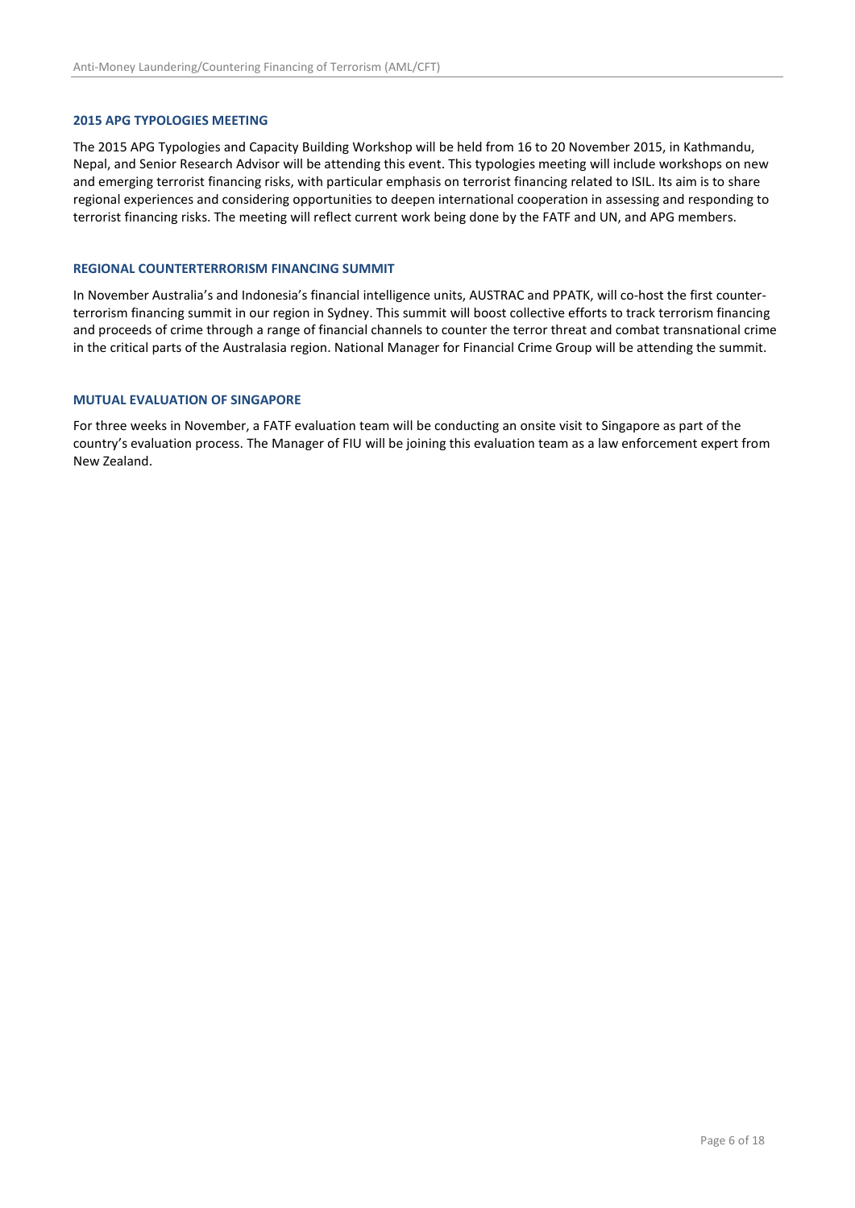## 2015 APG TYPOLOGIES MEETING

The 2015 APG Typologies and Capacity Building Workshop will be held from 16 to 20 November 2015, in Kathmandu, Nepal, and Senior Research Advisor will be attending this event. This typologies meeting will include workshops on new and emerging terrorist financing risks, with particular emphasis on terrorist financing related to ISIL. Its aim is to share regional experiences and considering opportunities to deepen international cooperation in assessing and responding to terrorist financing risks. The meeting will reflect current work being done by the FATF and UN, and APG members.

## REGIONAL COUNTERTERRORISM FINANCING SUMMIT

In November Australia's and Indonesia's financial intelligence units, AUSTRAC and PPATK, will co-host the first counter-terrorism financing summit in our region in Sydney. This summit will boost collective efforts to track terrorism financing and proceeds of crime through a range of financial channels to counter the terror threat and combat transnational crime in the critical parts of the Australasia region. National Manager for Financial Crime Group will be attending the summit.

## MUTUAL EVALUATION OF SINGAPORE

For three weeks in November, a FATF evaluation team will be conducting an onsite visit to Singapore as part of the country's evaluation process. The Manager of FIU will be joining this evaluation team as a law enforcement expert from New Zealand.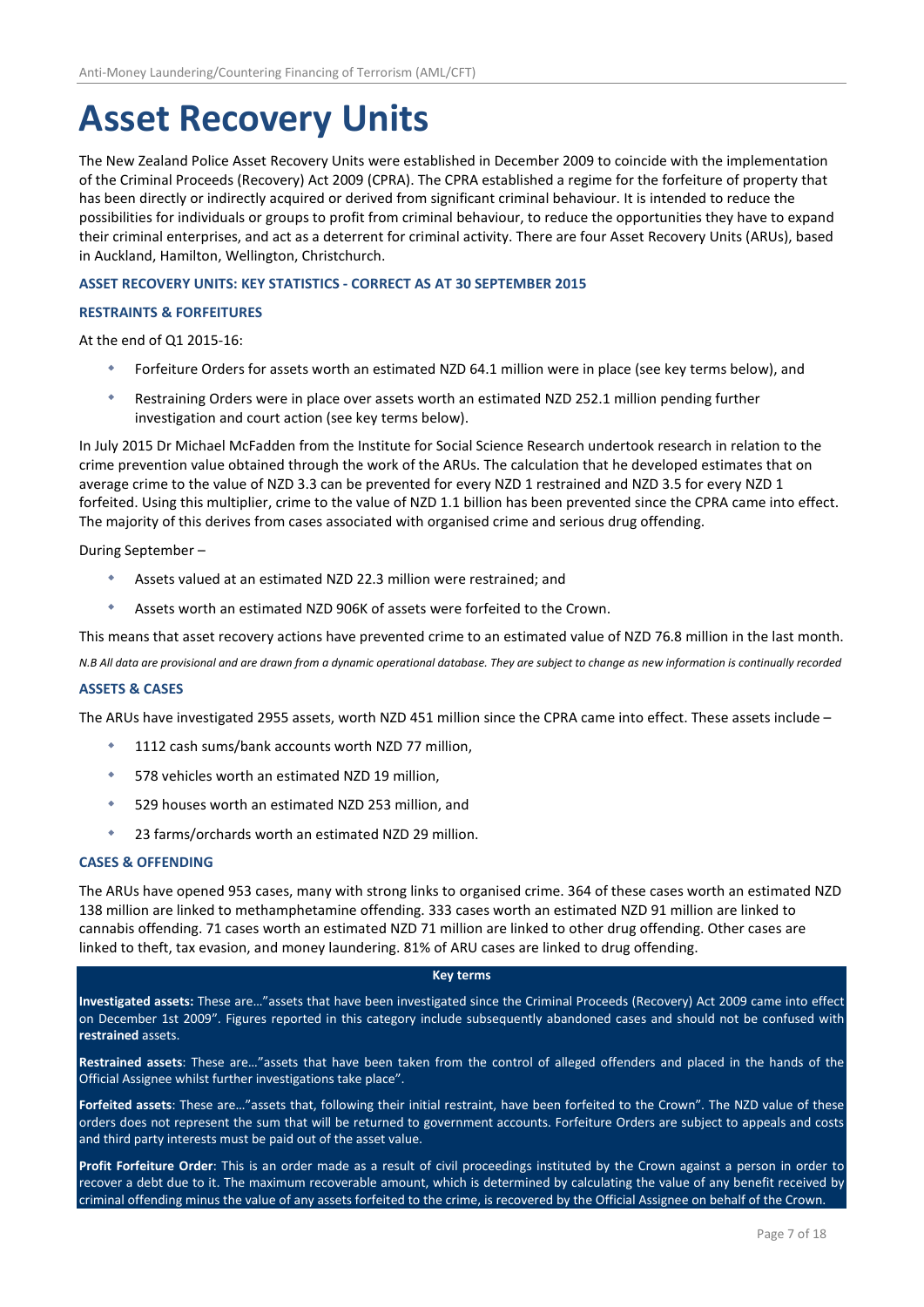// Omit running header "Anti-Money Laundering/Countering Financing of Terrorism (AML/CFT)"
# Asset Recovery Units

The New Zealand Police Asset Recovery Units were established in December 2009 to coincide with the implementation of the Criminal Proceeds (Recovery) Act 2009 (CPRA). The CPRA established a regime for the forfeiture of property that has been directly or indirectly acquired or derived from significant criminal behaviour. It is intended to reduce the possibilities for individuals or groups to profit from criminal behaviour, to reduce the opportunities they have to expand their criminal enterprises, and act as a deterrent for criminal activity. There are four Asset Recovery Units (ARUs), based in Auckland, Hamilton, Wellington, Christchurch.

**ASSET RECOVERY UNITS: KEY STATISTICS - CORRECT AS AT 30 SEPTEMBER 2015**

**RESTRAINTS & FORFEITURES**

At the end of Q1 2015-16:

- Forfeiture Orders for assets worth an estimated NZD 64.1 million were in place (see key terms below), and
- Restraining Orders were in place over assets worth an estimated NZD 252.1 million pending further investigation and court action (see key terms below).

In July 2015 Dr Michael McFadden from the Institute for Social Science Research undertook research in relation to the crime prevention value obtained through the work of the ARUs. The calculation that he developed estimates that on average crime to the value of NZD 3.3 can be prevented for every NZD 1 restrained and NZD 3.5 for every NZD 1 forfeited. Using this multiplier, crime to the value of NZD 1.1 billion has been prevented since the CPRA came into effect. The majority of this derives from cases associated with organised crime and serious drug offending.

During September –

- Assets valued at an estimated NZD 22.3 million were restrained; and
- Assets worth an estimated NZD 906K of assets were forfeited to the Crown.

This means that asset recovery actions have prevented crime to an estimated value of NZD 76.8 million in the last month.

*N.B All data are provisional and are drawn from a dynamic operational database. They are subject to change as new information is continually recorded*

**ASSETS & CASES**

The ARUs have investigated 2955 assets, worth NZD 451 million since the CPRA came into effect. These assets include –

- 1112 cash sums/bank accounts worth NZD 77 million,
- 578 vehicles worth an estimated NZD 19 million,
- 529 houses worth an estimated NZD 253 million, and
- 23 farms/orchards worth an estimated NZD 29 million.

**CASES & OFFENDING**

The ARUs have opened 953 cases, many with strong links to organised crime. 364 of these cases worth an estimated NZD 138 million are linked to methamphetamine offending. 333 cases worth an estimated NZD 91 million are linked to cannabis offending. 71 cases worth an estimated NZD 71 million are linked to other drug offending. Other cases are linked to theft, tax evasion, and money laundering. 81% of ARU cases are linked to drug offending.

**Key terms**

**Investigated assets:** These are…"assets that have been investigated since the Criminal Proceeds (Recovery) Act 2009 came into effect on December 1st 2009". Figures reported in this category include subsequently abandoned cases and should not be confused with **restrained** assets.

**Restrained assets**: These are…"assets that have been taken from the control of alleged offenders and placed in the hands of the Official Assignee whilst further investigations take place".

**Forfeited assets**: These are…"assets that, following their initial restraint, have been forfeited to the Crown". The NZD value of these orders does not represent the sum that will be returned to government accounts. Forfeiture Orders are subject to appeals and costs and third party interests must be paid out of the asset value.

**Profit Forfeiture Order**: This is an order made as a result of civil proceedings instituted by the Crown against a person in order to recover a debt due to it. The maximum recoverable amount, which is determined by calculating the value of any benefit received by criminal offending minus the value of any assets forfeited to the crime, is recovered by the Official Assignee on behalf of the Crown.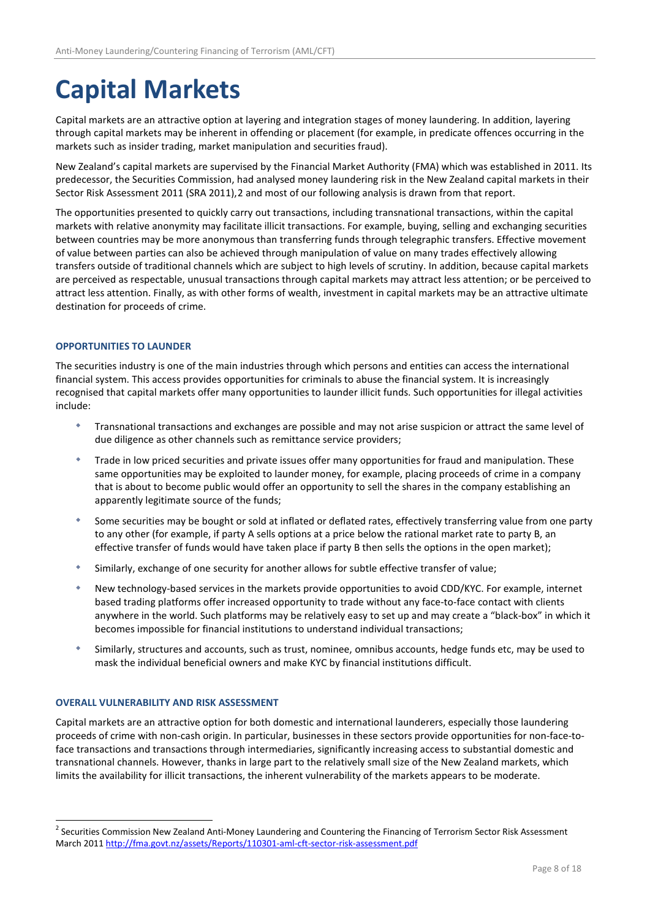# Capital Markets

Capital markets are an attractive option at layering and integration stages of money laundering. In addition, layering through capital markets may be inherent in offending or placement (for example, in predicate offences occurring in the markets such as insider trading, market manipulation and securities fraud).

New Zealand's capital markets are supervised by the Financial Market Authority (FMA) which was established in 2011. Its predecessor, the Securities Commission, had analysed money laundering risk in the New Zealand capital markets in their Sector Risk Assessment 2011 (SRA 2011),[2] and most of our following analysis is drawn from that report.

The opportunities presented to quickly carry out transactions, including transnational transactions, within the capital markets with relative anonymity may facilitate illicit transactions. For example, buying, selling and exchanging securities between countries may be more anonymous than transferring funds through telegraphic transfers. Effective movement of value between parties can also be achieved through manipulation of value on many trades effectively allowing transfers outside of traditional channels which are subject to high levels of scrutiny. In addition, because capital markets are perceived as respectable, unusual transactions through capital markets may attract less attention; or be perceived to attract less attention. Finally, as with other forms of wealth, investment in capital markets may be an attractive ultimate destination for proceeds of crime.

### OPPORTUNITIES TO LAUNDER

The securities industry is one of the main industries through which persons and entities can access the international financial system. This access provides opportunities for criminals to abuse the financial system. It is increasingly recognised that capital markets offer many opportunities to launder illicit funds. Such opportunities for illegal activities include:

- Transnational transactions and exchanges are possible and may not arise suspicion or attract the same level of due diligence as other channels such as remittance service providers;
- Trade in low priced securities and private issues offer many opportunities for fraud and manipulation. These same opportunities may be exploited to launder money, for example, placing proceeds of crime in a company that is about to become public would offer an opportunity to sell the shares in the company establishing an apparently legitimate source of the funds;
- Some securities may be bought or sold at inflated or deflated rates, effectively transferring value from one party to any other (for example, if party A sells options at a price below the rational market rate to party B, an effective transfer of funds would have taken place if party B then sells the options in the open market);
- Similarly, exchange of one security for another allows for subtle effective transfer of value;
- New technology-based services in the markets provide opportunities to avoid CDD/KYC. For example, internet based trading platforms offer increased opportunity to trade without any face-to-face contact with clients anywhere in the world. Such platforms may be relatively easy to set up and may create a "black-box" in which it becomes impossible for financial institutions to understand individual transactions;
- Similarly, structures and accounts, such as trust, nominee, omnibus accounts, hedge funds etc, may be used to mask the individual beneficial owners and make KYC by financial institutions difficult.

### OVERALL VULNERABILITY AND RISK ASSESSMENT

Capital markets are an attractive option for both domestic and international launderers, especially those laundering proceeds of crime with non-cash origin. In particular, businesses in these sectors provide opportunities for non-face-to-face transactions and transactions through intermediaries, significantly increasing access to substantial domestic and transnational channels. However, thanks in large part to the relatively small size of the New Zealand markets, which limits the availability for illicit transactions, the inherent vulnerability of the markets appears to be moderate.

---

[2] Securities Commission New Zealand Anti-Money Laundering and Countering the Financing of Terrorism Sector Risk Assessment March 2011 http://fma.govt.nz/assets/Reports/110301-aml-cft-sector-risk-assessment.pdf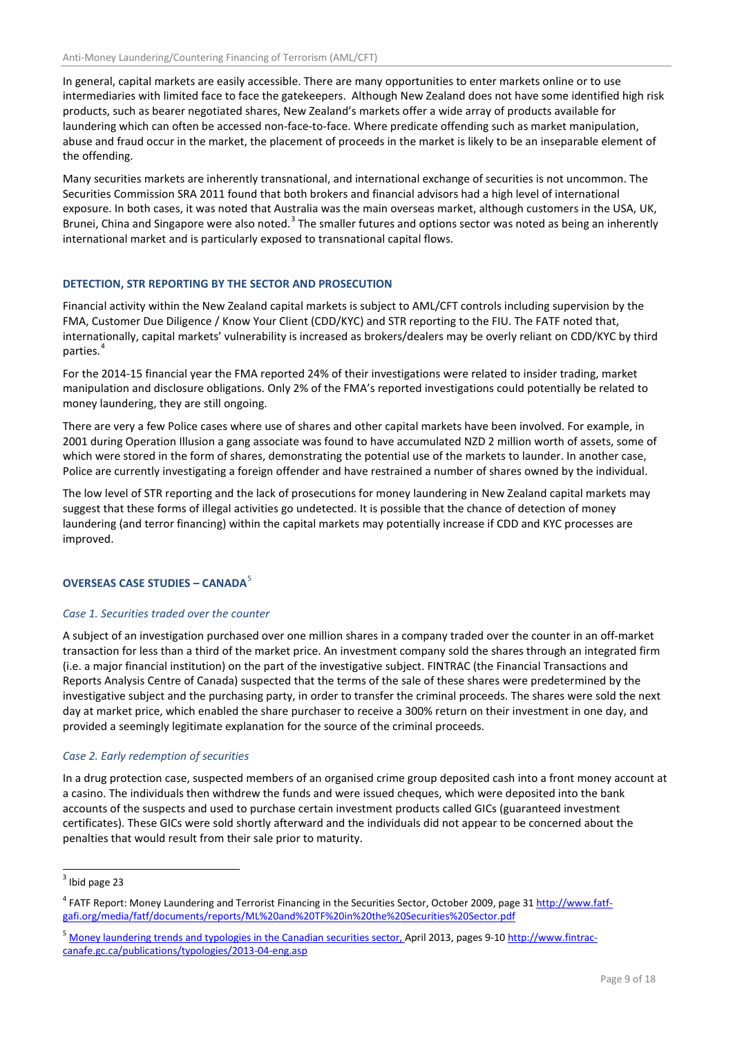In general, capital markets are easily accessible. There are many opportunities to enter markets online or to use intermediaries with limited face to face the gatekeepers. Although New Zealand does not have some identified high risk products, such as bearer negotiated shares, New Zealand's markets offer a wide array of products available for laundering which can often be accessed non-face-to-face. Where predicate offending such as market manipulation, abuse and fraud occur in the market, the placement of proceeds in the market is likely to be an inseparable element of the offending.

Many securities markets are inherently transnational, and international exchange of securities is not uncommon. The Securities Commission SRA 2011 found that both brokers and financial advisors had a high level of international exposure. In both cases, it was noted that Australia was the main overseas market, although customers in the USA, UK, Brunei, China and Singapore were also noted.[3] The smaller futures and options sector was noted as being an inherently international market and is particularly exposed to transnational capital flows.

## DETECTION, STR REPORTING BY THE SECTOR AND PROSECUTION

Financial activity within the New Zealand capital markets is subject to AML/CFT controls including supervision by the FMA, Customer Due Diligence / Know Your Client (CDD/KYC) and STR reporting to the FIU. The FATF noted that, internationally, capital markets' vulnerability is increased as brokers/dealers may be overly reliant on CDD/KYC by third parties.[4]

For the 2014-15 financial year the FMA reported 24% of their investigations were related to insider trading, market manipulation and disclosure obligations. Only 2% of the FMA's reported investigations could potentially be related to money laundering, they are still ongoing.

There are very a few Police cases where use of shares and other capital markets have been involved. For example, in 2001 during Operation Illusion a gang associate was found to have accumulated NZD 2 million worth of assets, some of which were stored in the form of shares, demonstrating the potential use of the markets to launder. In another case, Police are currently investigating a foreign offender and have restrained a number of shares owned by the individual.

The low level of STR reporting and the lack of prosecutions for money laundering in New Zealand capital markets may suggest that these forms of illegal activities go undetected. It is possible that the chance of detection of money laundering (and terror financing) within the capital markets may potentially increase if CDD and KYC processes are improved.

## OVERSEAS CASE STUDIES – CANADA[5]

### *Case 1. Securities traded over the counter*

A subject of an investigation purchased over one million shares in a company traded over the counter in an off-market transaction for less than a third of the market price. An investment company sold the shares through an integrated firm (i.e. a major financial institution) on the part of the investigative subject. FINTRAC (the Financial Transactions and Reports Analysis Centre of Canada) suspected that the terms of the sale of these shares were predetermined by the investigative subject and the purchasing party, in order to transfer the criminal proceeds. The shares were sold the next day at market price, which enabled the share purchaser to receive a 300% return on their investment in one day, and provided a seemingly legitimate explanation for the source of the criminal proceeds.

### *Case 2. Early redemption of securities*

In a drug protection case, suspected members of an organised crime group deposited cash into a front money account at a casino. The individuals then withdrew the funds and were issued cheques, which were deposited into the bank accounts of the suspects and used to purchase certain investment products called GICs (guaranteed investment certificates). These GICs were sold shortly afterward and the individuals did not appear to be concerned about the penalties that would result from their sale prior to maturity.

---

[3] Ibid page 23

[4] FATF Report: Money Laundering and Terrorist Financing in the Securities Sector, October 2009, page 31 http://www.fatf-gafi.org/media/fatf/documents/reports/ML%20and%20TF%20in%20the%20Securities%20Sector.pdf

[5] Money laundering trends and typologies in the Canadian securities sector, April 2013, pages 9-10 http://www.fintrac-canafe.gc.ca/publications/typologies/2013-04-eng.asp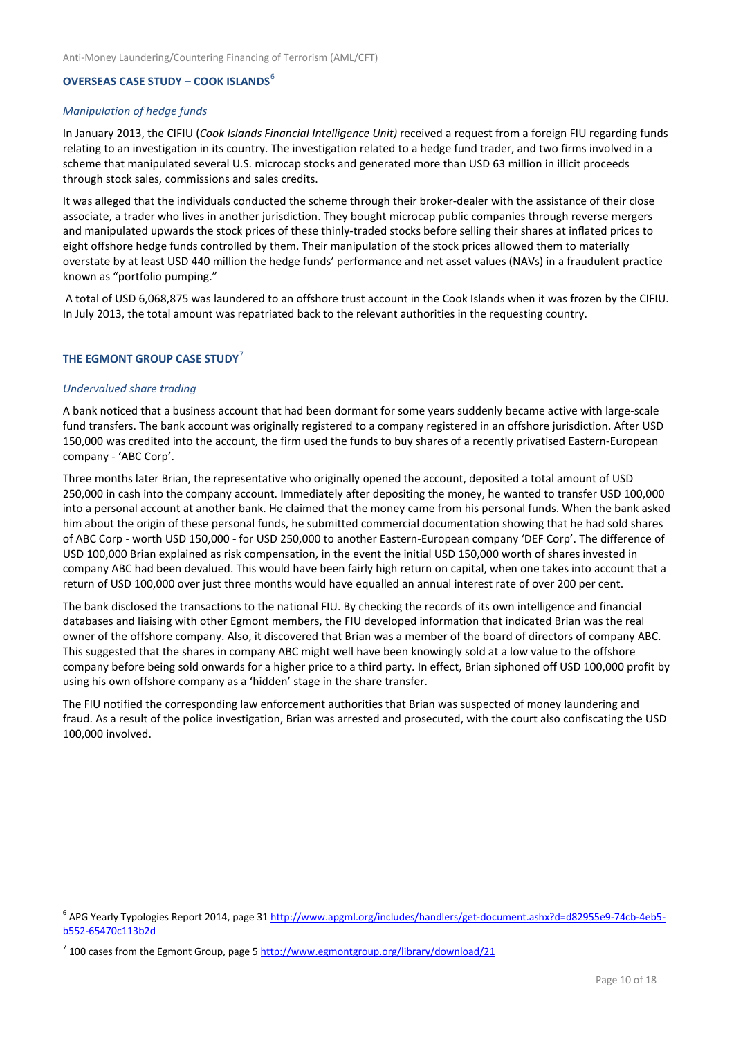## OVERSEAS CASE STUDY – COOK ISLANDS[6]

*Manipulation of hedge funds*

In January 2013, the CIFIU (*Cook Islands Financial Intelligence Unit)* received a request from a foreign FIU regarding funds relating to an investigation in its country. The investigation related to a hedge fund trader, and two firms involved in a scheme that manipulated several U.S. microcap stocks and generated more than USD 63 million in illicit proceeds through stock sales, commissions and sales credits.

It was alleged that the individuals conducted the scheme through their broker-dealer with the assistance of their close associate, a trader who lives in another jurisdiction. They bought microcap public companies through reverse mergers and manipulated upwards the stock prices of these thinly-traded stocks before selling their shares at inflated prices to eight offshore hedge funds controlled by them. Their manipulation of the stock prices allowed them to materially overstate by at least USD 440 million the hedge funds' performance and net asset values (NAVs) in a fraudulent practice known as "portfolio pumping."

A total of USD 6,068,875 was laundered to an offshore trust account in the Cook Islands when it was frozen by the CIFIU. In July 2013, the total amount was repatriated back to the relevant authorities in the requesting country.

## THE EGMONT GROUP CASE STUDY[7]

*Undervalued share trading*

A bank noticed that a business account that had been dormant for some years suddenly became active with large-scale fund transfers. The bank account was originally registered to a company registered in an offshore jurisdiction. After USD 150,000 was credited into the account, the firm used the funds to buy shares of a recently privatised Eastern-European company - 'ABC Corp'.

Three months later Brian, the representative who originally opened the account, deposited a total amount of USD 250,000 in cash into the company account. Immediately after depositing the money, he wanted to transfer USD 100,000 into a personal account at another bank. He claimed that the money came from his personal funds. When the bank asked him about the origin of these personal funds, he submitted commercial documentation showing that he had sold shares of ABC Corp - worth USD 150,000 - for USD 250,000 to another Eastern-European company 'DEF Corp'. The difference of USD 100,000 Brian explained as risk compensation, in the event the initial USD 150,000 worth of shares invested in company ABC had been devalued. This would have been fairly high return on capital, when one takes into account that a return of USD 100,000 over just three months would have equalled an annual interest rate of over 200 per cent.

The bank disclosed the transactions to the national FIU. By checking the records of its own intelligence and financial databases and liaising with other Egmont members, the FIU developed information that indicated Brian was the real owner of the offshore company. Also, it discovered that Brian was a member of the board of directors of company ABC. This suggested that the shares in company ABC might well have been knowingly sold at a low value to the offshore company before being sold onwards for a higher price to a third party. In effect, Brian siphoned off USD 100,000 profit by using his own offshore company as a 'hidden' stage in the share transfer.

The FIU notified the corresponding law enforcement authorities that Brian was suspected of money laundering and fraud. As a result of the police investigation, Brian was arrested and prosecuted, with the court also confiscating the USD 100,000 involved.

---

[6] APG Yearly Typologies Report 2014, page 31 http://www.apgml.org/includes/handlers/get-document.ashx?d=d82955e9-74cb-4eb5-b552-65470c113b2d

[7] 100 cases from the Egmont Group, page 5 http://www.egmontgroup.org/library/download/21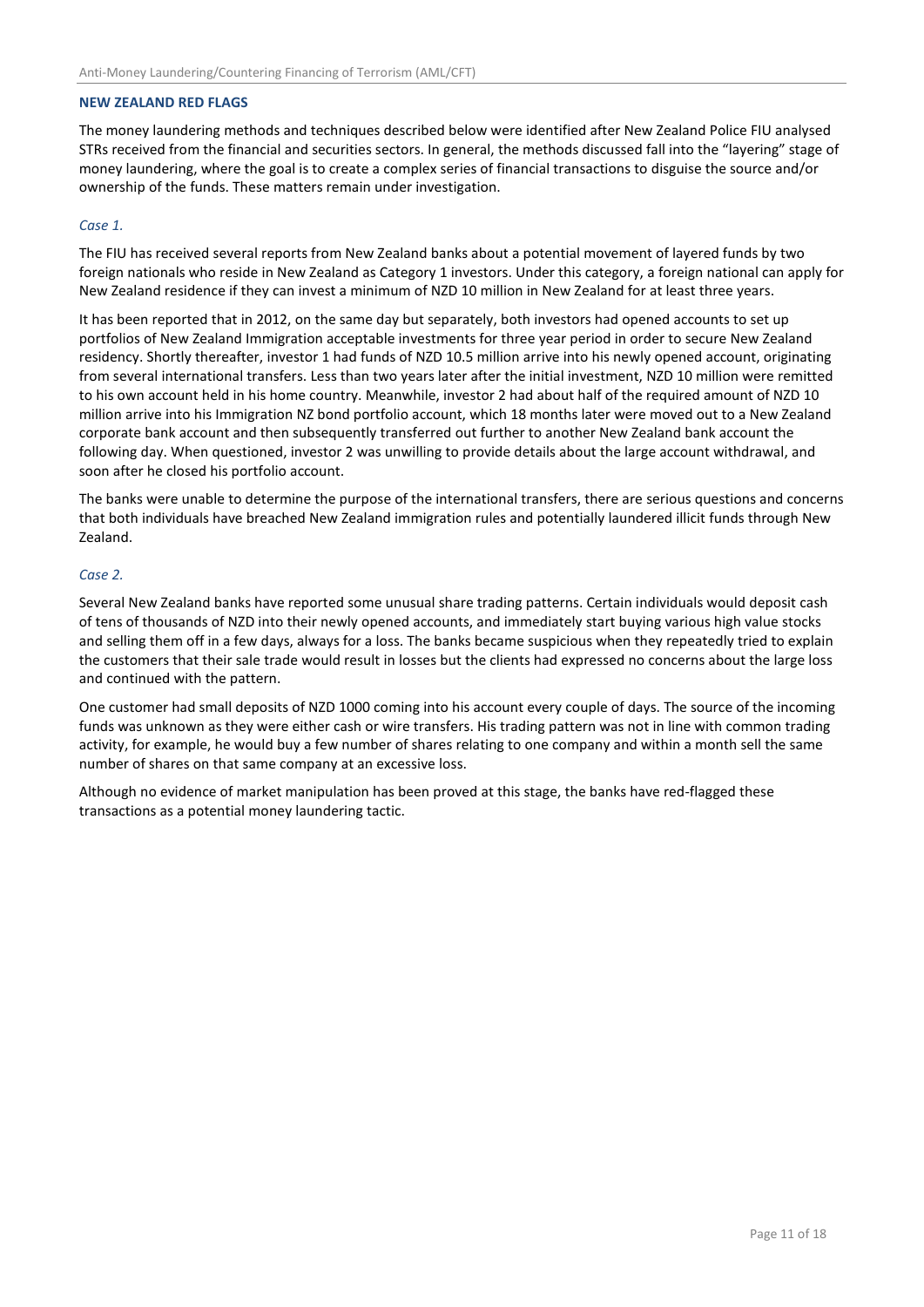**NEW ZEALAND RED FLAGS**

The money laundering methods and techniques described below were identified after New Zealand Police FIU analysed STRs received from the financial and securities sectors. In general, the methods discussed fall into the "layering" stage of money laundering, where the goal is to create a complex series of financial transactions to disguise the source and/or ownership of the funds. These matters remain under investigation.

*Case 1.*

The FIU has received several reports from New Zealand banks about a potential movement of layered funds by two foreign nationals who reside in New Zealand as Category 1 investors. Under this category, a foreign national can apply for New Zealand residence if they can invest a minimum of NZD 10 million in New Zealand for at least three years.

It has been reported that in 2012, on the same day but separately, both investors had opened accounts to set up portfolios of New Zealand Immigration acceptable investments for three year period in order to secure New Zealand residency. Shortly thereafter, investor 1 had funds of NZD 10.5 million arrive into his newly opened account, originating from several international transfers. Less than two years later after the initial investment, NZD 10 million were remitted to his own account held in his home country. Meanwhile, investor 2 had about half of the required amount of NZD 10 million arrive into his Immigration NZ bond portfolio account, which 18 months later were moved out to a New Zealand corporate bank account and then subsequently transferred out further to another New Zealand bank account the following day. When questioned, investor 2 was unwilling to provide details about the large account withdrawal, and soon after he closed his portfolio account.

The banks were unable to determine the purpose of the international transfers, there are serious questions and concerns that both individuals have breached New Zealand immigration rules and potentially laundered illicit funds through New Zealand.

*Case 2.*

Several New Zealand banks have reported some unusual share trading patterns. Certain individuals would deposit cash of tens of thousands of NZD into their newly opened accounts, and immediately start buying various high value stocks and selling them off in a few days, always for a loss. The banks became suspicious when they repeatedly tried to explain the customers that their sale trade would result in losses but the clients had expressed no concerns about the large loss and continued with the pattern.

One customer had small deposits of NZD 1000 coming into his account every couple of days. The source of the incoming funds was unknown as they were either cash or wire transfers. His trading pattern was not in line with common trading activity, for example, he would buy a few number of shares relating to one company and within a month sell the same number of shares on that same company at an excessive loss.

Although no evidence of market manipulation has been proved at this stage, the banks have red-flagged these transactions as a potential money laundering tactic.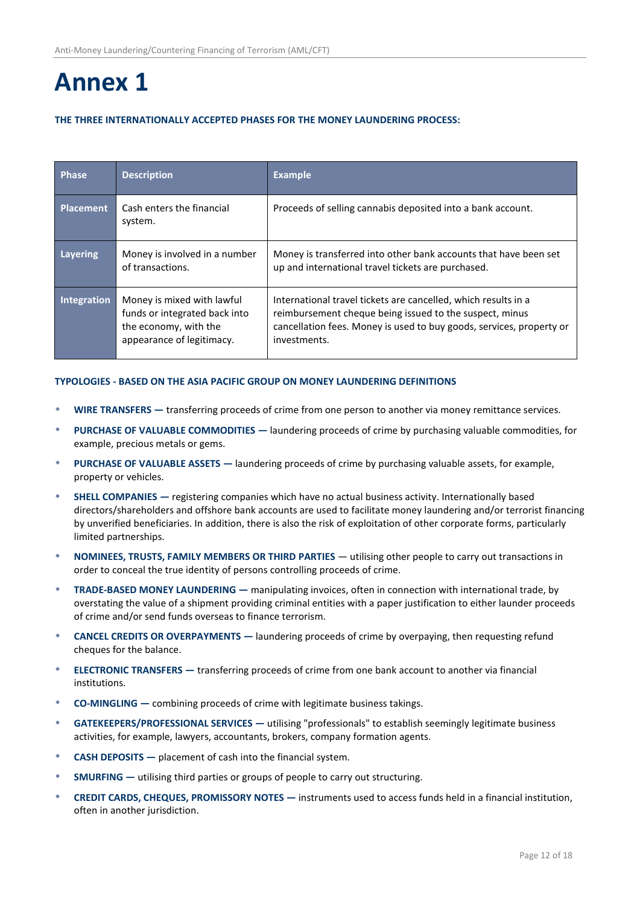# Annex 1

**THE THREE INTERNATIONALLY ACCEPTED PHASES FOR THE MONEY LAUNDERING PROCESS:**

| Phase | Description | Example |
|---|---|---|
| **Placement** | Cash enters the financial system. | Proceeds of selling cannabis deposited into a bank account. |
| **Layering** | Money is involved in a number of transactions. | Money is transferred into other bank accounts that have been set up and international travel tickets are purchased. |
| **Integration** | Money is mixed with lawful funds or integrated back into the economy, with the appearance of legitimacy. | International travel tickets are cancelled, which results in a reimbursement cheque being issued to the suspect, minus cancellation fees. Money is used to buy goods, services, property or investments. |

**TYPOLOGIES - BASED ON THE ASIA PACIFIC GROUP ON MONEY LAUNDERING DEFINITIONS**

- **WIRE TRANSFERS —** transferring proceeds of crime from one person to another via money remittance services.
- **PURCHASE OF VALUABLE COMMODITIES —** laundering proceeds of crime by purchasing valuable commodities, for example, precious metals or gems.
- **PURCHASE OF VALUABLE ASSETS —** laundering proceeds of crime by purchasing valuable assets, for example, property or vehicles.
- **SHELL COMPANIES —** registering companies which have no actual business activity. Internationally based directors/shareholders and offshore bank accounts are used to facilitate money laundering and/or terrorist financing by unverified beneficiaries. In addition, there is also the risk of exploitation of other corporate forms, particularly limited partnerships.
- **NOMINEES, TRUSTS, FAMILY MEMBERS OR THIRD PARTIES** — utilising other people to carry out transactions in order to conceal the true identity of persons controlling proceeds of crime.
- **TRADE-BASED MONEY LAUNDERING —** manipulating invoices, often in connection with international trade, by overstating the value of a shipment providing criminal entities with a paper justification to either launder proceeds of crime and/or send funds overseas to finance terrorism.
- **CANCEL CREDITS OR OVERPAYMENTS —** laundering proceeds of crime by overpaying, then requesting refund cheques for the balance.
- **ELECTRONIC TRANSFERS —** transferring proceeds of crime from one bank account to another via financial institutions.
- **CO-MINGLING —** combining proceeds of crime with legitimate business takings.
- **GATEKEEPERS/PROFESSIONAL SERVICES —** utilising "professionals" to establish seemingly legitimate business activities, for example, lawyers, accountants, brokers, company formation agents.
- **CASH DEPOSITS —** placement of cash into the financial system.
- **SMURFING —** utilising third parties or groups of people to carry out structuring.
- **CREDIT CARDS, CHEQUES, PROMISSORY NOTES —** instruments used to access funds held in a financial institution, often in another jurisdiction.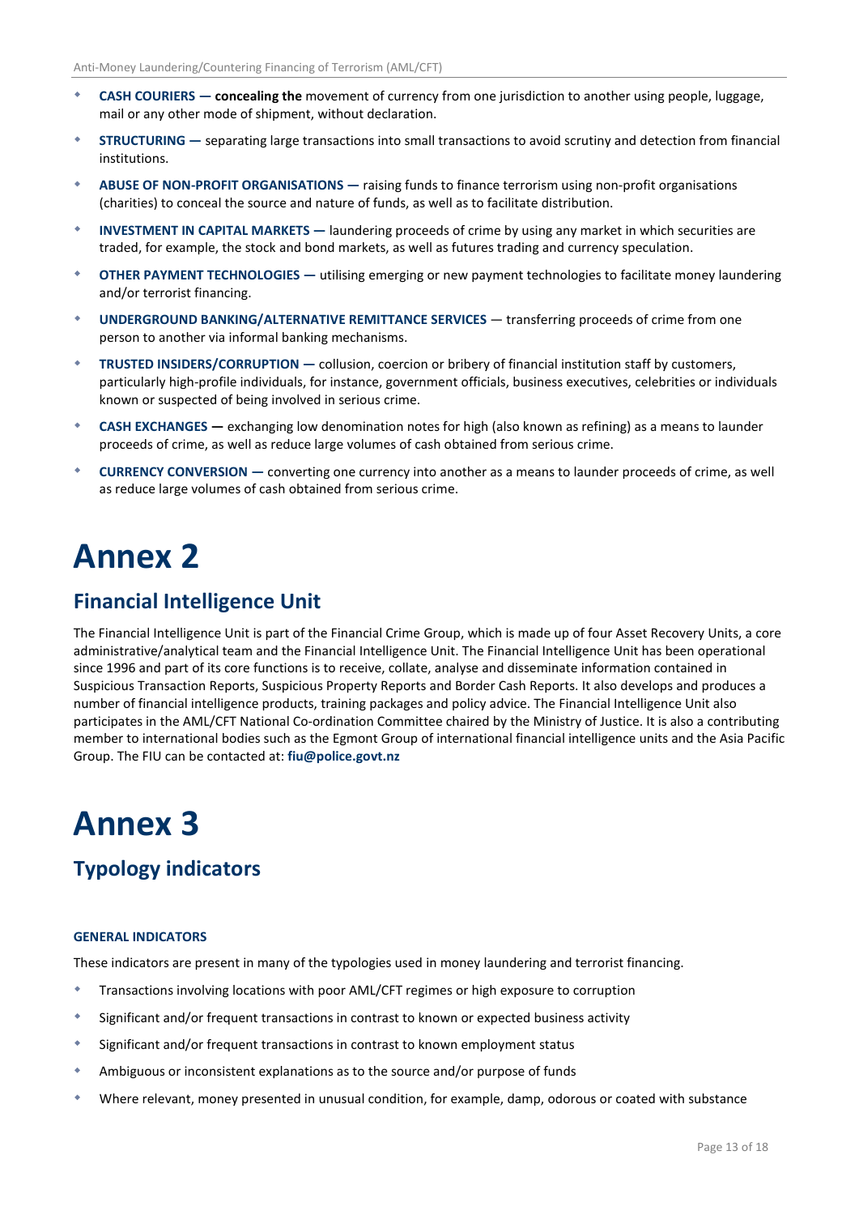- **CASH COURIERS — concealing the** movement of currency from one jurisdiction to another using people, luggage, mail or any other mode of shipment, without declaration.
- **STRUCTURING —** separating large transactions into small transactions to avoid scrutiny and detection from financial institutions.
- **ABUSE OF NON-PROFIT ORGANISATIONS —** raising funds to finance terrorism using non-profit organisations (charities) to conceal the source and nature of funds, as well as to facilitate distribution.
- **INVESTMENT IN CAPITAL MARKETS —** laundering proceeds of crime by using any market in which securities are traded, for example, the stock and bond markets, as well as futures trading and currency speculation.
- **OTHER PAYMENT TECHNOLOGIES —** utilising emerging or new payment technologies to facilitate money laundering and/or terrorist financing.
- **UNDERGROUND BANKING/ALTERNATIVE REMITTANCE SERVICES** — transferring proceeds of crime from one person to another via informal banking mechanisms.
- **TRUSTED INSIDERS/CORRUPTION —** collusion, coercion or bribery of financial institution staff by customers, particularly high-profile individuals, for instance, government officials, business executives, celebrities or individuals known or suspected of being involved in serious crime.
- **CASH EXCHANGES —** exchanging low denomination notes for high (also known as refining) as a means to launder proceeds of crime, as well as reduce large volumes of cash obtained from serious crime.
- **CURRENCY CONVERSION —** converting one currency into another as a means to launder proceeds of crime, as well as reduce large volumes of cash obtained from serious crime.

# Annex 2

## Financial Intelligence Unit

The Financial Intelligence Unit is part of the Financial Crime Group, which is made up of four Asset Recovery Units, a core administrative/analytical team and the Financial Intelligence Unit. The Financial Intelligence Unit has been operational since 1996 and part of its core functions is to receive, collate, analyse and disseminate information contained in Suspicious Transaction Reports, Suspicious Property Reports and Border Cash Reports. It also develops and produces a number of financial intelligence products, training packages and policy advice. The Financial Intelligence Unit also participates in the AML/CFT National Co-ordination Committee chaired by the Ministry of Justice. It is also a contributing member to international bodies such as the Egmont Group of international financial intelligence units and the Asia Pacific Group. The FIU can be contacted at: **fiu@police.govt.nz**

# Annex 3

## Typology indicators

#### GENERAL INDICATORS

These indicators are present in many of the typologies used in money laundering and terrorist financing.

- Transactions involving locations with poor AML/CFT regimes or high exposure to corruption
- Significant and/or frequent transactions in contrast to known or expected business activity
- Significant and/or frequent transactions in contrast to known employment status
- Ambiguous or inconsistent explanations as to the source and/or purpose of funds
- Where relevant, money presented in unusual condition, for example, damp, odorous or coated with substance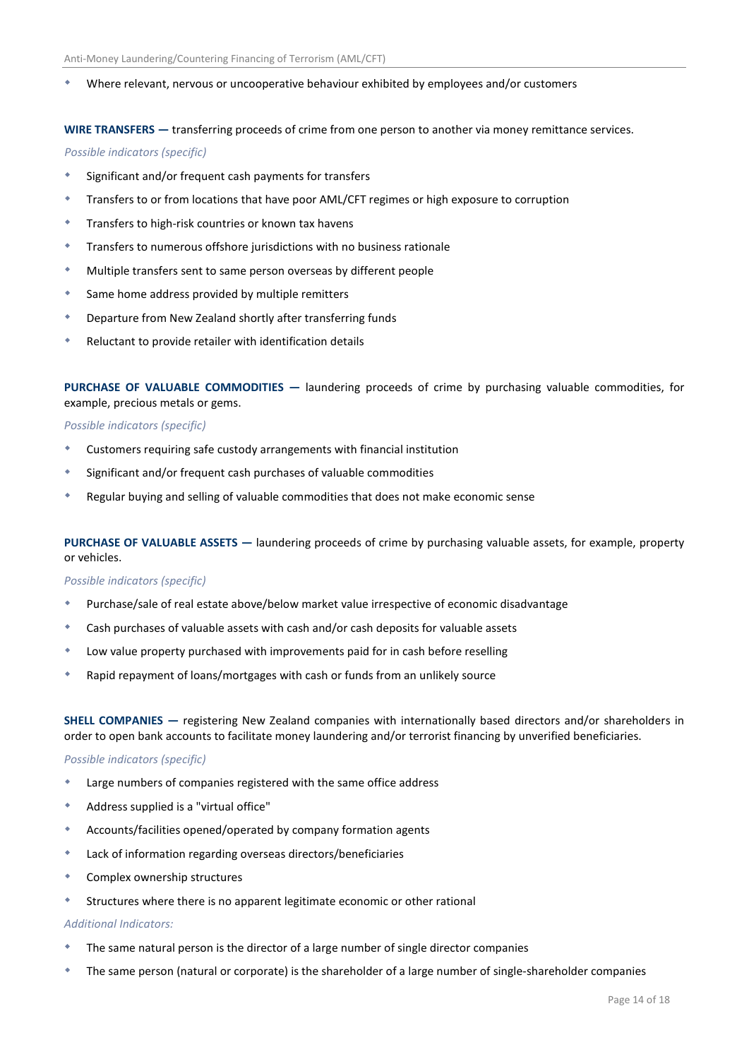- Where relevant, nervous or uncooperative behaviour exhibited by employees and/or customers

**WIRE TRANSFERS —** transferring proceeds of crime from one person to another via money remittance services.

*Possible indicators (specific)*

- Significant and/or frequent cash payments for transfers
- Transfers to or from locations that have poor AML/CFT regimes or high exposure to corruption
- Transfers to high-risk countries or known tax havens
- Transfers to numerous offshore jurisdictions with no business rationale
- Multiple transfers sent to same person overseas by different people
- Same home address provided by multiple remitters
- Departure from New Zealand shortly after transferring funds
- Reluctant to provide retailer with identification details

**PURCHASE OF VALUABLE COMMODITIES —** laundering proceeds of crime by purchasing valuable commodities, for example, precious metals or gems.

*Possible indicators (specific)*

- Customers requiring safe custody arrangements with financial institution
- Significant and/or frequent cash purchases of valuable commodities
- Regular buying and selling of valuable commodities that does not make economic sense

**PURCHASE OF VALUABLE ASSETS —** laundering proceeds of crime by purchasing valuable assets, for example, property or vehicles.

*Possible indicators (specific)*

- Purchase/sale of real estate above/below market value irrespective of economic disadvantage
- Cash purchases of valuable assets with cash and/or cash deposits for valuable assets
- Low value property purchased with improvements paid for in cash before reselling
- Rapid repayment of loans/mortgages with cash or funds from an unlikely source

**SHELL COMPANIES —** registering New Zealand companies with internationally based directors and/or shareholders in order to open bank accounts to facilitate money laundering and/or terrorist financing by unverified beneficiaries.

*Possible indicators (specific)*

- Large numbers of companies registered with the same office address
- Address supplied is a "virtual office"
- Accounts/facilities opened/operated by company formation agents
- Lack of information regarding overseas directors/beneficiaries
- Complex ownership structures
- Structures where there is no apparent legitimate economic or other rational

*Additional Indicators:*

- The same natural person is the director of a large number of single director companies
- The same person (natural or corporate) is the shareholder of a large number of single-shareholder companies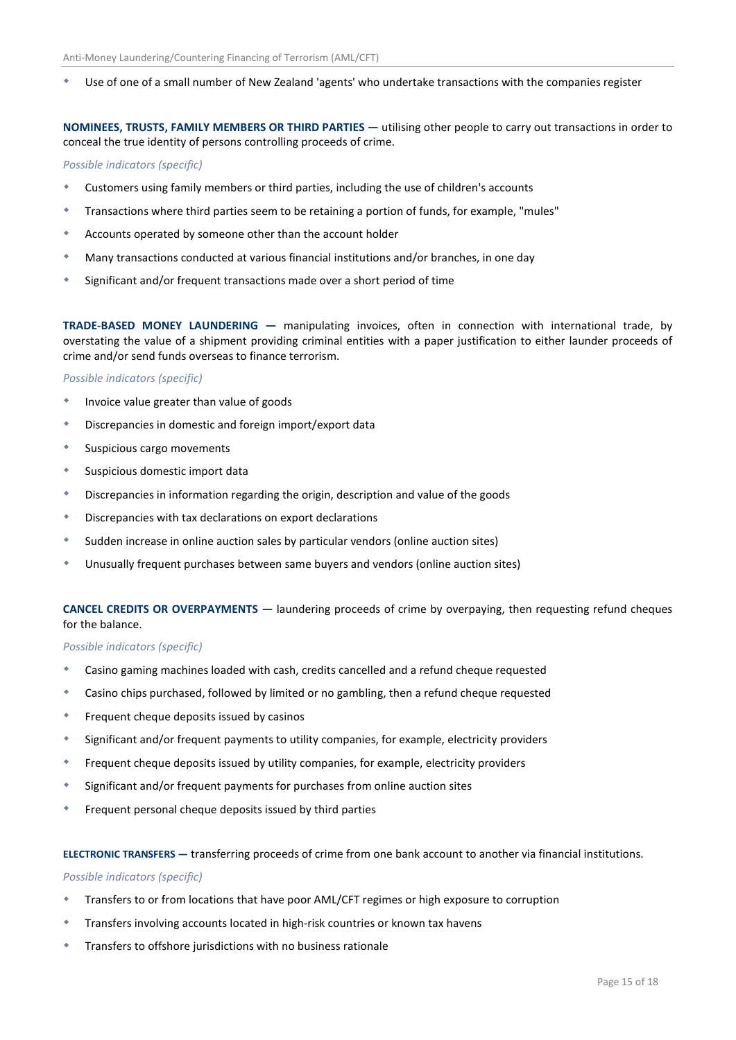- Use of one of a small number of New Zealand 'agents' who undertake transactions with the companies register

**NOMINEES, TRUSTS, FAMILY MEMBERS OR THIRD PARTIES —** utilising other people to carry out transactions in order to conceal the true identity of persons controlling proceeds of crime.

*Possible indicators (specific)*

- Customers using family members or third parties, including the use of children's accounts
- Transactions where third parties seem to be retaining a portion of funds, for example, "mules"
- Accounts operated by someone other than the account holder
- Many transactions conducted at various financial institutions and/or branches, in one day
- Significant and/or frequent transactions made over a short period of time

**TRADE-BASED MONEY LAUNDERING —** manipulating invoices, often in connection with international trade, by overstating the value of a shipment providing criminal entities with a paper justification to either launder proceeds of crime and/or send funds overseas to finance terrorism.

*Possible indicators (specific)*

- Invoice value greater than value of goods
- Discrepancies in domestic and foreign import/export data
- Suspicious cargo movements
- Suspicious domestic import data
- Discrepancies in information regarding the origin, description and value of the goods
- Discrepancies with tax declarations on export declarations
- Sudden increase in online auction sales by particular vendors (online auction sites)
- Unusually frequent purchases between same buyers and vendors (online auction sites)

**CANCEL CREDITS OR OVERPAYMENTS —** laundering proceeds of crime by overpaying, then requesting refund cheques for the balance.

*Possible indicators (specific)*

- Casino gaming machines loaded with cash, credits cancelled and a refund cheque requested
- Casino chips purchased, followed by limited or no gambling, then a refund cheque requested
- Frequent cheque deposits issued by casinos
- Significant and/or frequent payments to utility companies, for example, electricity providers
- Frequent cheque deposits issued by utility companies, for example, electricity providers
- Significant and/or frequent payments for purchases from online auction sites
- Frequent personal cheque deposits issued by third parties

**ELECTRONIC TRANSFERS —** transferring proceeds of crime from one bank account to another via financial institutions.

*Possible indicators (specific)*

- Transfers to or from locations that have poor AML/CFT regimes or high exposure to corruption
- Transfers involving accounts located in high-risk countries or known tax havens
- Transfers to offshore jurisdictions with no business rationale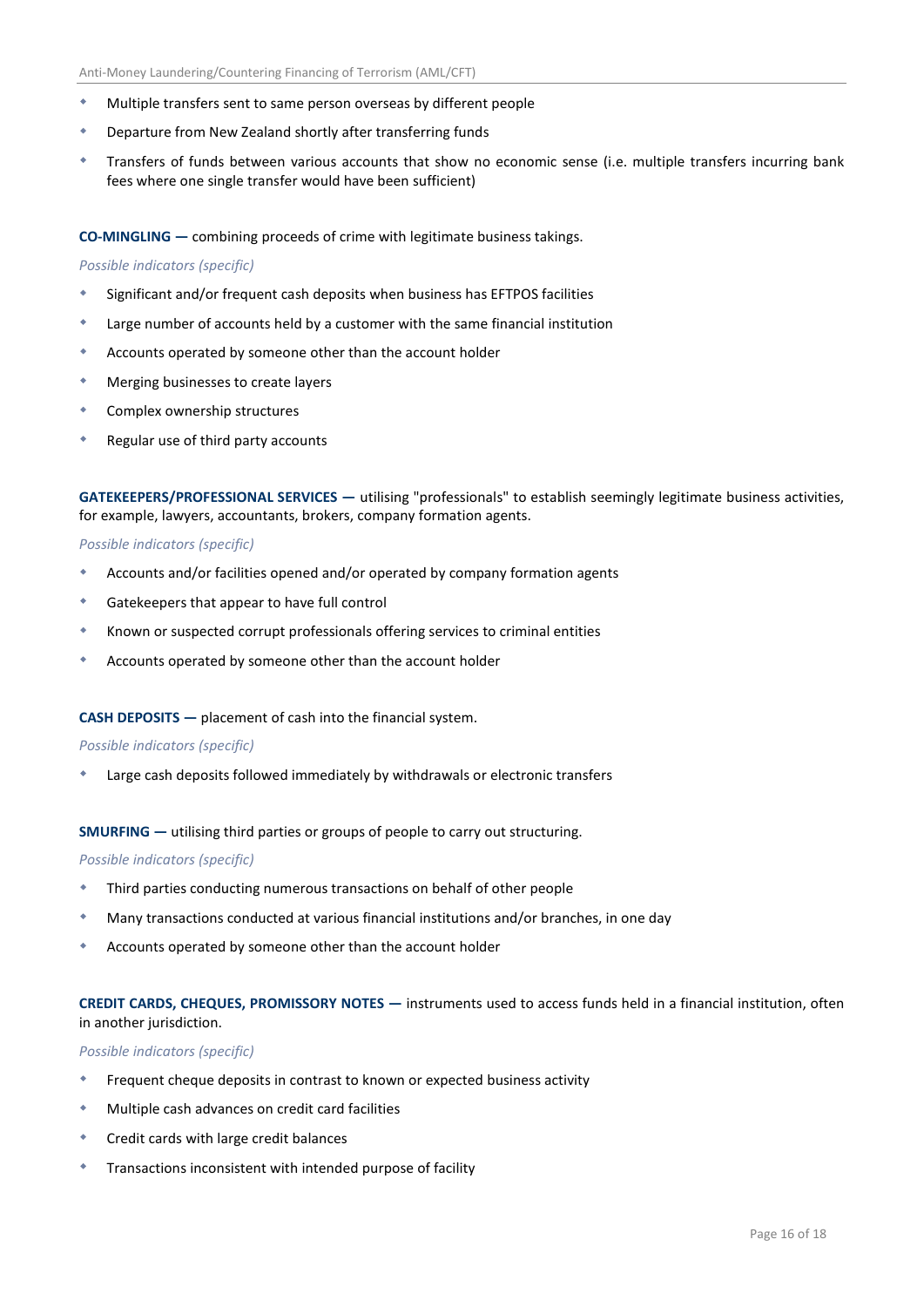- Multiple transfers sent to same person overseas by different people
- Departure from New Zealand shortly after transferring funds
- Transfers of funds between various accounts that show no economic sense (i.e. multiple transfers incurring bank fees where one single transfer would have been sufficient)

**CO-MINGLING —** combining proceeds of crime with legitimate business takings.

*Possible indicators (specific)*

- Significant and/or frequent cash deposits when business has EFTPOS facilities
- Large number of accounts held by a customer with the same financial institution
- Accounts operated by someone other than the account holder
- Merging businesses to create layers
- Complex ownership structures
- Regular use of third party accounts

**GATEKEEPERS/PROFESSIONAL SERVICES —** utilising "professionals" to establish seemingly legitimate business activities, for example, lawyers, accountants, brokers, company formation agents.

*Possible indicators (specific)*

- Accounts and/or facilities opened and/or operated by company formation agents
- Gatekeepers that appear to have full control
- Known or suspected corrupt professionals offering services to criminal entities
- Accounts operated by someone other than the account holder

**CASH DEPOSITS —** placement of cash into the financial system.

*Possible indicators (specific)*

- Large cash deposits followed immediately by withdrawals or electronic transfers

**SMURFING —** utilising third parties or groups of people to carry out structuring.

*Possible indicators (specific)*

- Third parties conducting numerous transactions on behalf of other people
- Many transactions conducted at various financial institutions and/or branches, in one day
- Accounts operated by someone other than the account holder

**CREDIT CARDS, CHEQUES, PROMISSORY NOTES —** instruments used to access funds held in a financial institution, often in another jurisdiction.

*Possible indicators (specific)*

- Frequent cheque deposits in contrast to known or expected business activity
- Multiple cash advances on credit card facilities
- Credit cards with large credit balances
- Transactions inconsistent with intended purpose of facility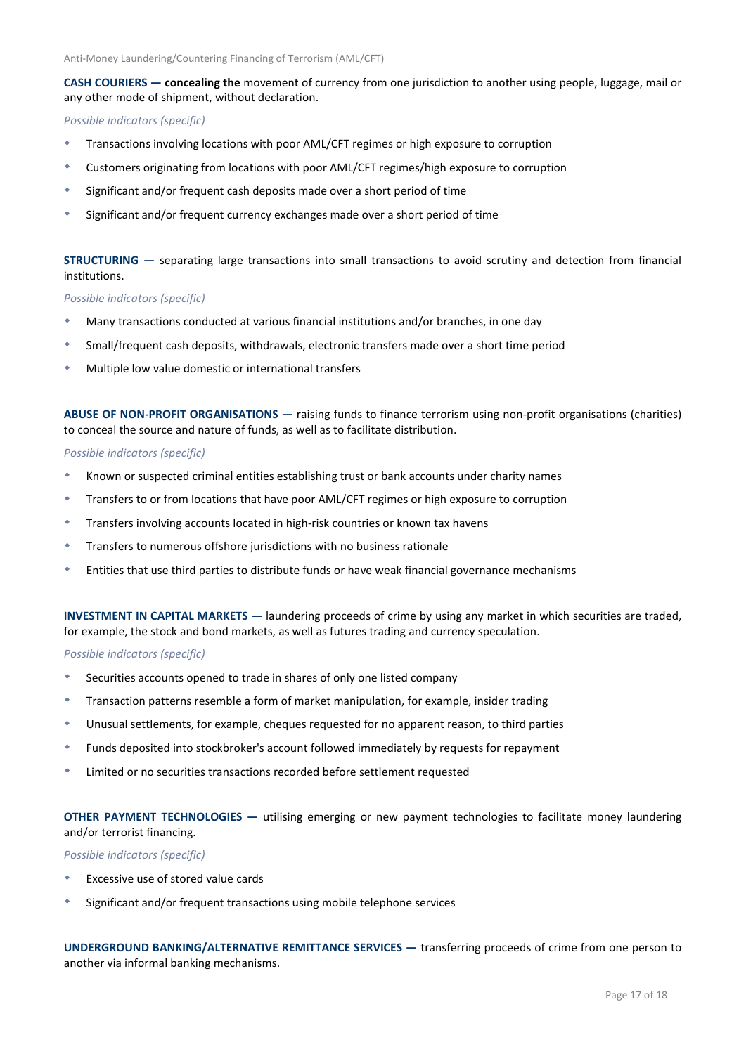**CASH COURIERS — concealing the** movement of currency from one jurisdiction to another using people, luggage, mail or any other mode of shipment, without declaration.

*Possible indicators (specific)*

- Transactions involving locations with poor AML/CFT regimes or high exposure to corruption
- Customers originating from locations with poor AML/CFT regimes/high exposure to corruption
- Significant and/or frequent cash deposits made over a short period of time
- Significant and/or frequent currency exchanges made over a short period of time

**STRUCTURING —** separating large transactions into small transactions to avoid scrutiny and detection from financial institutions.

*Possible indicators (specific)*

- Many transactions conducted at various financial institutions and/or branches, in one day
- Small/frequent cash deposits, withdrawals, electronic transfers made over a short time period
- Multiple low value domestic or international transfers

**ABUSE OF NON-PROFIT ORGANISATIONS —** raising funds to finance terrorism using non-profit organisations (charities) to conceal the source and nature of funds, as well as to facilitate distribution.

*Possible indicators (specific)*

- Known or suspected criminal entities establishing trust or bank accounts under charity names
- Transfers to or from locations that have poor AML/CFT regimes or high exposure to corruption
- Transfers involving accounts located in high-risk countries or known tax havens
- Transfers to numerous offshore jurisdictions with no business rationale
- Entities that use third parties to distribute funds or have weak financial governance mechanisms

**INVESTMENT IN CAPITAL MARKETS —** laundering proceeds of crime by using any market in which securities are traded, for example, the stock and bond markets, as well as futures trading and currency speculation.

*Possible indicators (specific)*

- Securities accounts opened to trade in shares of only one listed company
- Transaction patterns resemble a form of market manipulation, for example, insider trading
- Unusual settlements, for example, cheques requested for no apparent reason, to third parties
- Funds deposited into stockbroker's account followed immediately by requests for repayment
- Limited or no securities transactions recorded before settlement requested

**OTHER PAYMENT TECHNOLOGIES —** utilising emerging or new payment technologies to facilitate money laundering and/or terrorist financing.

*Possible indicators (specific)*

- Excessive use of stored value cards
- Significant and/or frequent transactions using mobile telephone services

**UNDERGROUND BANKING/ALTERNATIVE REMITTANCE SERVICES —** transferring proceeds of crime from one person to another via informal banking mechanisms.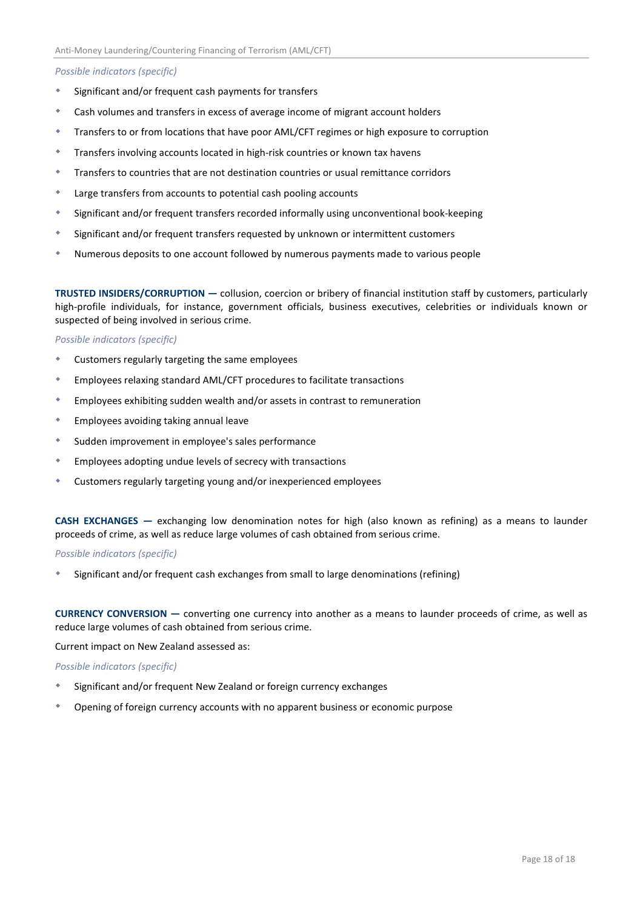*Possible indicators (specific)*

- Significant and/or frequent cash payments for transfers
- Cash volumes and transfers in excess of average income of migrant account holders
- Transfers to or from locations that have poor AML/CFT regimes or high exposure to corruption
- Transfers involving accounts located in high-risk countries or known tax havens
- Transfers to countries that are not destination countries or usual remittance corridors
- Large transfers from accounts to potential cash pooling accounts
- Significant and/or frequent transfers recorded informally using unconventional book-keeping
- Significant and/or frequent transfers requested by unknown or intermittent customers
- Numerous deposits to one account followed by numerous payments made to various people

**TRUSTED INSIDERS/CORRUPTION —** collusion, coercion or bribery of financial institution staff by customers, particularly high-profile individuals, for instance, government officials, business executives, celebrities or individuals known or suspected of being involved in serious crime.

*Possible indicators (specific)*

- Customers regularly targeting the same employees
- Employees relaxing standard AML/CFT procedures to facilitate transactions
- Employees exhibiting sudden wealth and/or assets in contrast to remuneration
- Employees avoiding taking annual leave
- Sudden improvement in employee's sales performance
- Employees adopting undue levels of secrecy with transactions
- Customers regularly targeting young and/or inexperienced employees

**CASH EXCHANGES —** exchanging low denomination notes for high (also known as refining) as a means to launder proceeds of crime, as well as reduce large volumes of cash obtained from serious crime.

*Possible indicators (specific)*

- Significant and/or frequent cash exchanges from small to large denominations (refining)

**CURRENCY CONVERSION —** converting one currency into another as a means to launder proceeds of crime, as well as reduce large volumes of cash obtained from serious crime.

Current impact on New Zealand assessed as:

*Possible indicators (specific)*

- Significant and/or frequent New Zealand or foreign currency exchanges
- Opening of foreign currency accounts with no apparent business or economic purpose